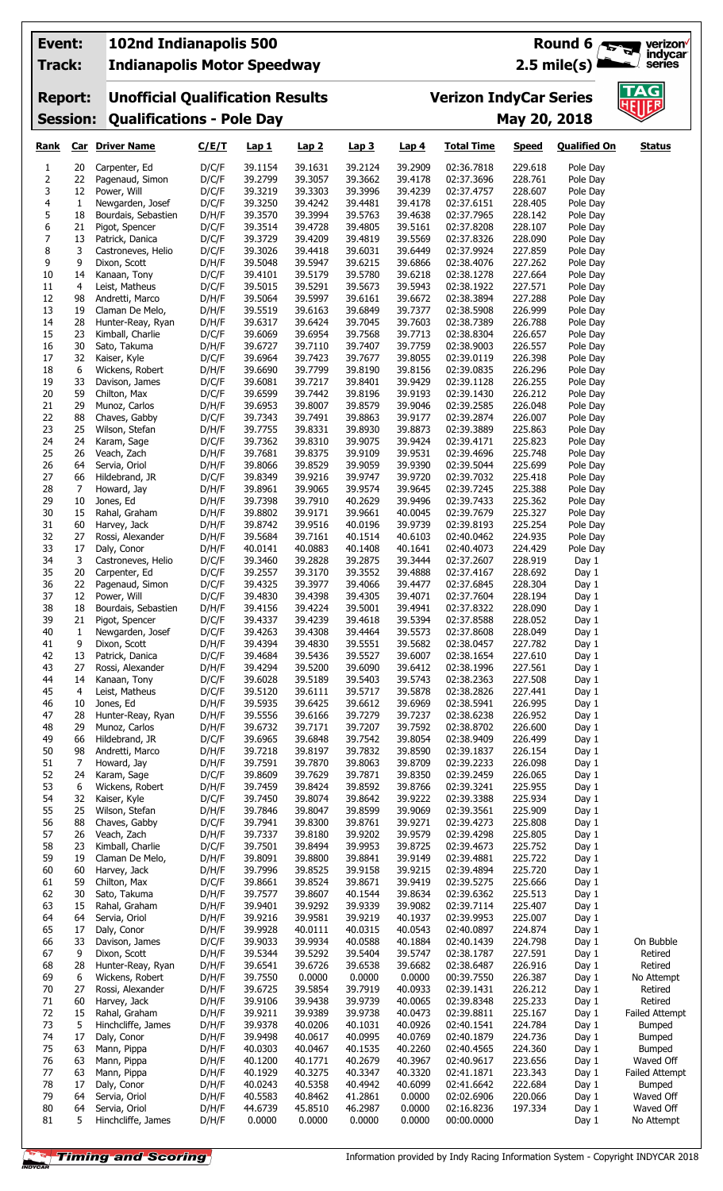**Event:** 102nd Indianapolis 500
**Track:** Indianapolis Motor Speedway

**Round 6**
**2.5 mile(s)**

**Report:** Unofficial Qualification Results
**Session:** Qualifications - Pole Day

**Verizon IndyCar Series**
**May 20, 2018**

| Rank | Car | Driver Name | C/E/T | Lap 1 | Lap 2 | Lap 3 | Lap 4 | Total Time | Speed | Qualified On | Status |
|---|---|---|---|---|---|---|---|---|---|---|---|
| 1 | 20 | Carpenter, Ed | D/C/F | 39.1154 | 39.1631 | 39.2124 | 39.2909 | 02:36.7818 | 229.618 | Pole Day | |
| 2 | 22 | Pagenaud, Simon | D/C/F | 39.2799 | 39.3057 | 39.3662 | 39.4178 | 02:37.3696 | 228.761 | Pole Day | |
| 3 | 12 | Power, Will | D/C/F | 39.3219 | 39.3303 | 39.3996 | 39.4239 | 02:37.4757 | 228.607 | Pole Day | |
| 4 | 1 | Newgarden, Josef | D/C/F | 39.3250 | 39.4242 | 39.4481 | 39.4178 | 02:37.6151 | 228.405 | Pole Day | |
| 5 | 18 | Bourdais, Sebastien | D/H/F | 39.3570 | 39.3994 | 39.5763 | 39.4638 | 02:37.7965 | 228.142 | Pole Day | |
| 6 | 21 | Pigot, Spencer | D/C/F | 39.3514 | 39.4728 | 39.4805 | 39.5161 | 02:37.8208 | 228.107 | Pole Day | |
| 7 | 13 | Patrick, Danica | D/C/F | 39.3729 | 39.4209 | 39.4819 | 39.5569 | 02:37.8326 | 228.090 | Pole Day | |
| 8 | 3 | Castroneves, Helio | D/C/F | 39.3026 | 39.4418 | 39.6031 | 39.6449 | 02:37.9924 | 227.859 | Pole Day | |
| 9 | 9 | Dixon, Scott | D/H/F | 39.5048 | 39.5947 | 39.6215 | 39.6866 | 02:38.4076 | 227.262 | Pole Day | |
| 10 | 14 | Kanaan, Tony | D/C/F | 39.4101 | 39.5179 | 39.5780 | 39.6218 | 02:38.1278 | 227.664 | Pole Day | |
| 11 | 4 | Leist, Matheus | D/C/F | 39.5015 | 39.5291 | 39.5673 | 39.5943 | 02:38.1922 | 227.571 | Pole Day | |
| 12 | 98 | Andretti, Marco | D/H/F | 39.5064 | 39.5997 | 39.6161 | 39.6672 | 02:38.3894 | 227.288 | Pole Day | |
| 13 | 19 | Claman De Melo, | D/H/F | 39.5519 | 39.6163 | 39.6849 | 39.7377 | 02:38.5908 | 226.999 | Pole Day | |
| 14 | 28 | Hunter-Reay, Ryan | D/H/F | 39.6317 | 39.6424 | 39.7045 | 39.7603 | 02:38.7389 | 226.788 | Pole Day | |
| 15 | 23 | Kimball, Charlie | D/C/F | 39.6069 | 39.6954 | 39.7568 | 39.7713 | 02:38.8304 | 226.657 | Pole Day | |
| 16 | 30 | Sato, Takuma | D/H/F | 39.6727 | 39.7110 | 39.7407 | 39.7759 | 02:38.9003 | 226.557 | Pole Day | |
| 17 | 32 | Kaiser, Kyle | D/C/F | 39.6964 | 39.7423 | 39.7677 | 39.8055 | 02:39.0119 | 226.398 | Pole Day | |
| 18 | 6 | Wickens, Robert | D/H/F | 39.6690 | 39.7799 | 39.8190 | 39.8156 | 02:39.0835 | 226.296 | Pole Day | |
| 19 | 33 | Davison, James | D/C/F | 39.6081 | 39.7217 | 39.8401 | 39.9429 | 02:39.1128 | 226.255 | Pole Day | |
| 20 | 59 | Chilton, Max | D/C/F | 39.6599 | 39.7442 | 39.8196 | 39.9193 | 02:39.1430 | 226.212 | Pole Day | |
| 21 | 29 | Munoz, Carlos | D/H/F | 39.6953 | 39.8007 | 39.8579 | 39.9046 | 02:39.2585 | 226.048 | Pole Day | |
| 22 | 88 | Chaves, Gabby | D/C/F | 39.7343 | 39.7491 | 39.8863 | 39.9177 | 02:39.2874 | 226.007 | Pole Day | |
| 23 | 25 | Wilson, Stefan | D/H/F | 39.7755 | 39.8331 | 39.8930 | 39.8873 | 02:39.3889 | 225.863 | Pole Day | |
| 24 | 24 | Karam, Sage | D/C/F | 39.7362 | 39.8310 | 39.9075 | 39.9424 | 02:39.4171 | 225.823 | Pole Day | |
| 25 | 26 | Veach, Zach | D/H/F | 39.7681 | 39.8375 | 39.9109 | 39.9531 | 02:39.4696 | 225.748 | Pole Day | |
| 26 | 64 | Servia, Oriol | D/H/F | 39.8066 | 39.8529 | 39.9059 | 39.9390 | 02:39.5044 | 225.699 | Pole Day | |
| 27 | 66 | Hildebrand, JR | D/C/F | 39.8349 | 39.9216 | 39.9747 | 39.9720 | 02:39.7032 | 225.418 | Pole Day | |
| 28 | 7 | Howard, Jay | D/H/F | 39.8961 | 39.9065 | 39.9574 | 39.9645 | 02:39.7245 | 225.388 | Pole Day | |
| 29 | 10 | Jones, Ed | D/H/F | 39.7398 | 39.7910 | 40.2629 | 39.9496 | 02:39.7433 | 225.362 | Pole Day | |
| 30 | 15 | Rahal, Graham | D/H/F | 39.8802 | 39.9171 | 39.9661 | 40.0045 | 02:39.7679 | 225.327 | Pole Day | |
| 31 | 60 | Harvey, Jack | D/H/F | 39.8742 | 39.9516 | 40.0196 | 39.9739 | 02:39.8193 | 225.254 | Pole Day | |
| 32 | 27 | Rossi, Alexander | D/H/F | 39.5684 | 39.7161 | 40.1514 | 40.6103 | 02:40.0462 | 224.935 | Pole Day | |
| 33 | 17 | Daly, Conor | D/H/F | 40.0141 | 40.0883 | 40.1408 | 40.1641 | 02:40.4073 | 224.429 | Pole Day | |
| 34 | 3 | Castroneves, Helio | D/C/F | 39.3460 | 39.2828 | 39.2875 | 39.3444 | 02:37.2607 | 228.919 | Day 1 | |
| 35 | 20 | Carpenter, Ed | D/C/F | 39.2557 | 39.3170 | 39.3552 | 39.4888 | 02:37.4167 | 228.692 | Day 1 | |
| 36 | 22 | Pagenaud, Simon | D/C/F | 39.4325 | 39.3977 | 39.4066 | 39.4477 | 02:37.6845 | 228.304 | Day 1 | |
| 37 | 12 | Power, Will | D/C/F | 39.4830 | 39.4398 | 39.4305 | 39.4071 | 02:37.7604 | 228.194 | Day 1 | |
| 38 | 18 | Bourdais, Sebastien | D/H/F | 39.4156 | 39.4224 | 39.5001 | 39.4941 | 02:37.8322 | 228.090 | Day 1 | |
| 39 | 21 | Pigot, Spencer | D/C/F | 39.4337 | 39.4239 | 39.4618 | 39.5394 | 02:37.8588 | 228.052 | Day 1 | |
| 40 | 1 | Newgarden, Josef | D/C/F | 39.4263 | 39.4308 | 39.4464 | 39.5573 | 02:37.8608 | 228.049 | Day 1 | |
| 41 | 9 | Dixon, Scott | D/H/F | 39.4394 | 39.4830 | 39.5551 | 39.5682 | 02:38.0457 | 227.782 | Day 1 | |
| 42 | 13 | Patrick, Danica | D/C/F | 39.4684 | 39.5436 | 39.5527 | 39.6007 | 02:38.1654 | 227.610 | Day 1 | |
| 43 | 27 | Rossi, Alexander | D/H/F | 39.4294 | 39.5200 | 39.6090 | 39.6412 | 02:38.1996 | 227.561 | Day 1 | |
| 44 | 14 | Kanaan, Tony | D/C/F | 39.6028 | 39.5189 | 39.5403 | 39.5743 | 02:38.2363 | 227.508 | Day 1 | |
| 45 | 4 | Leist, Matheus | D/C/F | 39.5120 | 39.6111 | 39.5717 | 39.5878 | 02:38.2826 | 227.441 | Day 1 | |
| 46 | 10 | Jones, Ed | D/H/F | 39.5935 | 39.6425 | 39.6612 | 39.6969 | 02:38.5941 | 226.995 | Day 1 | |
| 47 | 28 | Hunter-Reay, Ryan | D/H/F | 39.5556 | 39.6166 | 39.7279 | 39.7237 | 02:38.6238 | 226.952 | Day 1 | |
| 48 | 29 | Munoz, Carlos | D/H/F | 39.6732 | 39.7171 | 39.7207 | 39.7592 | 02:38.8702 | 226.600 | Day 1 | |
| 49 | 66 | Hildebrand, JR | D/C/F | 39.6965 | 39.6848 | 39.7542 | 39.8054 | 02:38.9409 | 226.499 | Day 1 | |
| 50 | 98 | Andretti, Marco | D/H/F | 39.7218 | 39.8197 | 39.7832 | 39.8590 | 02:39.1837 | 226.154 | Day 1 | |
| 51 | 7 | Howard, Jay | D/H/F | 39.7591 | 39.7870 | 39.8063 | 39.8709 | 02:39.2233 | 226.098 | Day 1 | |
| 52 | 24 | Karam, Sage | D/C/F | 39.8609 | 39.7629 | 39.7871 | 39.8350 | 02:39.2459 | 226.065 | Day 1 | |
| 53 | 6 | Wickens, Robert | D/H/F | 39.7459 | 39.8424 | 39.8592 | 39.8766 | 02:39.3241 | 225.955 | Day 1 | |
| 54 | 32 | Kaiser, Kyle | D/C/F | 39.7450 | 39.8074 | 39.8642 | 39.9222 | 02:39.3388 | 225.934 | Day 1 | |
| 55 | 25 | Wilson, Stefan | D/H/F | 39.7846 | 39.8047 | 39.8599 | 39.9069 | 02:39.3561 | 225.909 | Day 1 | |
| 56 | 88 | Chaves, Gabby | D/C/F | 39.7941 | 39.8300 | 39.8761 | 39.9271 | 02:39.4273 | 225.808 | Day 1 | |
| 57 | 26 | Veach, Zach | D/H/F | 39.7337 | 39.8180 | 39.9202 | 39.9579 | 02:39.4298 | 225.805 | Day 1 | |
| 58 | 23 | Kimball, Charlie | D/C/F | 39.7501 | 39.8494 | 39.9953 | 39.8725 | 02:39.4673 | 225.752 | Day 1 | |
| 59 | 19 | Claman De Melo, | D/H/F | 39.8091 | 39.8800 | 39.8841 | 39.9149 | 02:39.4881 | 225.722 | Day 1 | |
| 60 | 60 | Harvey, Jack | D/H/F | 39.7996 | 39.8525 | 39.9158 | 39.9215 | 02:39.4894 | 225.720 | Day 1 | |
| 61 | 59 | Chilton, Max | D/C/F | 39.8661 | 39.8524 | 39.8671 | 39.9419 | 02:39.5275 | 225.666 | Day 1 | |
| 62 | 30 | Sato, Takuma | D/H/F | 39.7577 | 39.8607 | 40.1544 | 39.8634 | 02:39.6362 | 225.513 | Day 1 | |
| 63 | 15 | Rahal, Graham | D/H/F | 39.9401 | 39.9292 | 39.9339 | 39.9082 | 02:39.7114 | 225.407 | Day 1 | |
| 64 | 64 | Servia, Oriol | D/H/F | 39.9216 | 39.9581 | 39.9219 | 40.1937 | 02:39.9953 | 225.007 | Day 1 | |
| 65 | 17 | Daly, Conor | D/H/F | 39.9928 | 40.0111 | 40.0315 | 40.0543 | 02:40.0897 | 224.874 | Day 1 | |
| 66 | 33 | Davison, James | D/C/F | 39.9033 | 39.9934 | 40.0588 | 40.1884 | 02:40.1439 | 224.798 | Day 1 | On Bubble |
| 67 | 9 | Dixon, Scott | D/H/F | 39.5344 | 39.5292 | 39.5404 | 39.5747 | 02:38.1787 | 227.591 | Day 1 | Retired |
| 68 | 28 | Hunter-Reay, Ryan | D/H/F | 39.6541 | 39.6726 | 39.6538 | 39.6682 | 02:38.6487 | 226.916 | Day 1 | Retired |
| 69 | 6 | Wickens, Robert | D/H/F | 39.7550 | 0.0000 | 0.0000 | 0.0000 | 00:39.7550 | 226.387 | Day 1 | No Attempt |
| 70 | 27 | Rossi, Alexander | D/H/F | 39.6725 | 39.5854 | 39.7919 | 40.0933 | 02:39.1431 | 226.212 | Day 1 | Retired |
| 71 | 60 | Harvey, Jack | D/H/F | 39.9106 | 39.9438 | 39.9739 | 40.0065 | 02:39.8348 | 225.233 | Day 1 | Retired |
| 72 | 15 | Rahal, Graham | D/H/F | 39.9211 | 39.9389 | 39.9738 | 40.0473 | 02:39.8811 | 225.167 | Day 1 | Failed Attempt |
| 73 | 5 | Hinchcliffe, James | D/H/F | 39.9378 | 40.0206 | 40.1031 | 40.0926 | 02:40.1541 | 224.784 | Day 1 | Bumped |
| 74 | 17 | Daly, Conor | D/H/F | 39.9498 | 40.0617 | 40.0995 | 40.0769 | 02:40.1879 | 224.736 | Day 1 | Bumped |
| 75 | 63 | Mann, Pippa | D/H/F | 40.0303 | 40.0467 | 40.1535 | 40.2260 | 02:40.4565 | 224.360 | Day 1 | Bumped |
| 76 | 63 | Mann, Pippa | D/H/F | 40.1200 | 40.1771 | 40.2679 | 40.3967 | 02:40.9617 | 223.656 | Day 1 | Waved Off |
| 77 | 63 | Mann, Pippa | D/H/F | 40.1929 | 40.3275 | 40.3347 | 40.3320 | 02:41.1871 | 223.343 | Day 1 | Failed Attempt |
| 78 | 17 | Daly, Conor | D/H/F | 40.0243 | 40.5358 | 40.4942 | 40.6099 | 02:41.6642 | 222.684 | Day 1 | Bumped |
| 79 | 64 | Servia, Oriol | D/H/F | 40.0583 | 40.8462 | 41.2861 | 0.0000 | 02:02.6906 | 220.066 | Day 1 | Waved Off |
| 80 | 64 | Servia, Oriol | D/H/F | 44.6739 | 45.8510 | 46.2987 | 0.0000 | 02:16.8236 | 197.334 | Day 1 | Waved Off |
| 81 | 5 | Hinchcliffe, James | D/H/F | 0.0000 | 0.0000 | 0.0000 | 0.0000 | 00:00.0000 | | Day 1 | No Attempt |

Information provided by Indy Racing Information System - Copyright INDYCAR 2018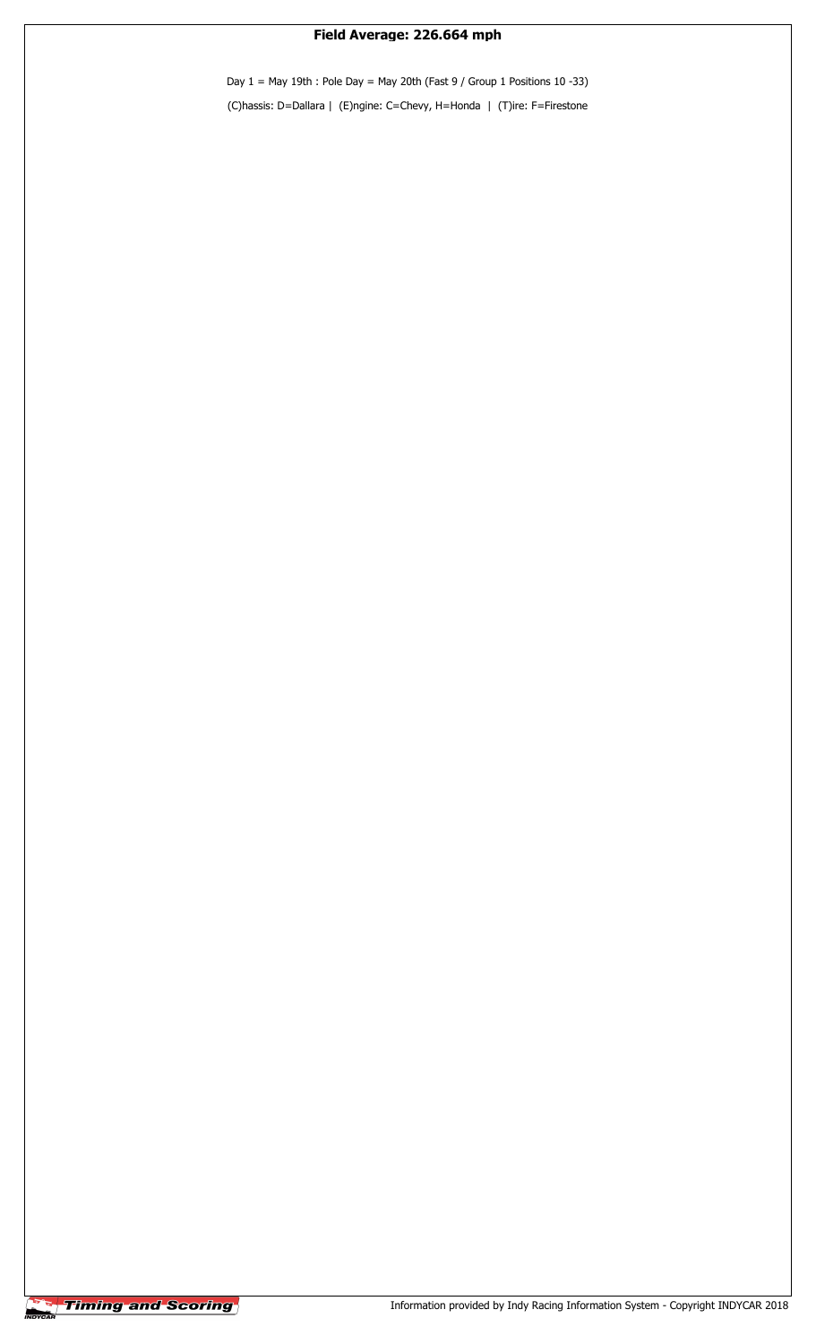**Field Average: 226.664 mph**

Day 1 = May 19th : Pole Day = May 20th (Fast 9 / Group 1 Positions 10 -33)

(C)hassis: D=Dallara | (E)ngine: C=Chevy, H=Honda | (T)ire: F=Firestone